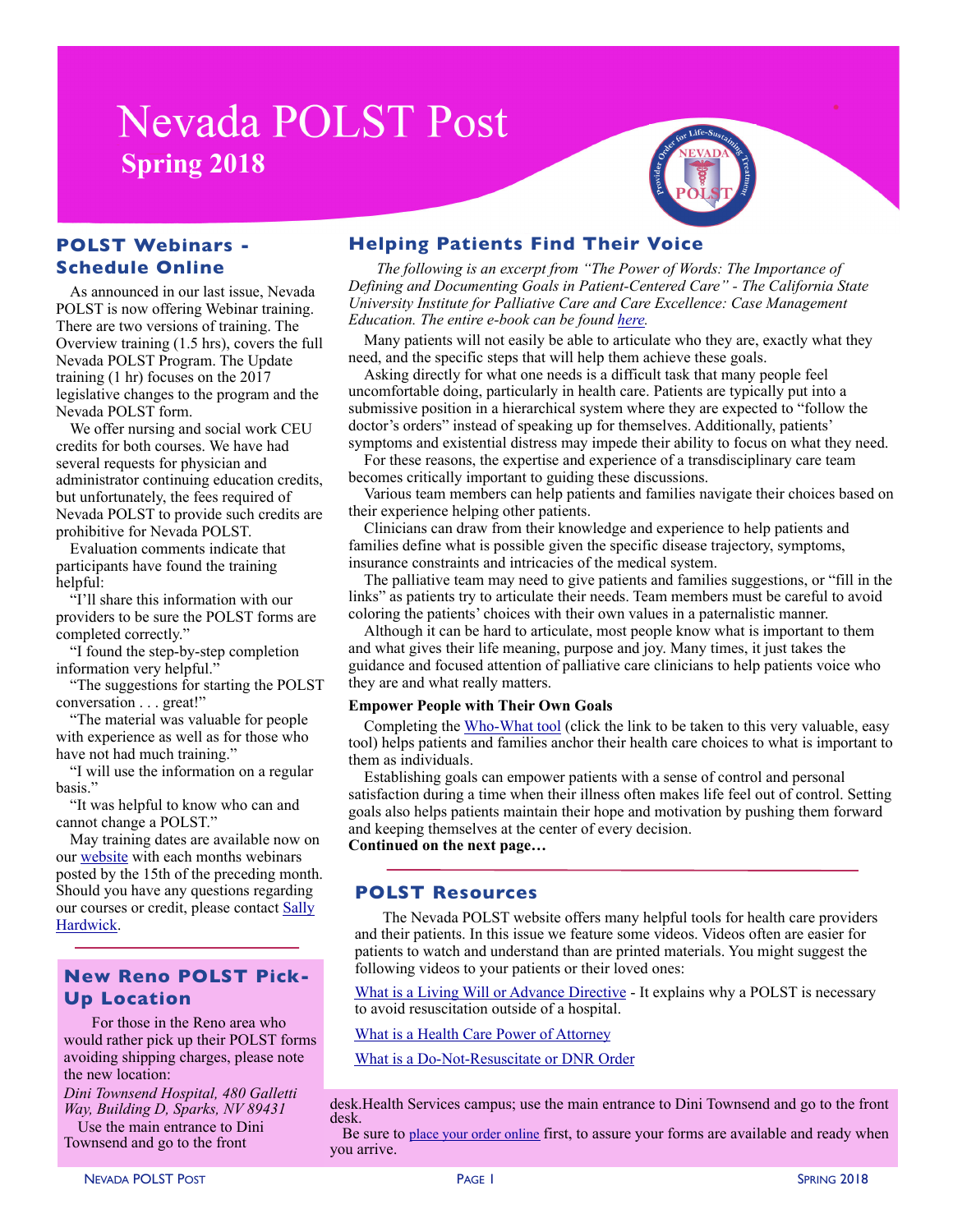# Nevada POLST Post

**Spring 2018**

## POLST Webinars - Schedule Online

As announced in our last issue, Nevada POLST is now offering Webinar training. There are two versions of training. The Overview training (1.5 hrs), covers the full Nevada POLST Program. The Update training (1 hr) focuses on the 2017 legislative changes to the program and the Nevada POLST form.

We offer nursing and social work CEU credits for both courses. We have had several requests for physician and administrator continuing education credits, but unfortunately, the fees required of Nevada POLST to provide such credits are prohibitive for Nevada POLST.

Evaluation comments indicate that participants have found the training helpful:

"I'll share this information with our providers to be sure the POLST forms are completed correctly."

"I found the step-by-step completion information very helpful."

"The suggestions for starting the POLST conversation . . . great!"

"The material was valuable for people with experience as well as for those who have not had much training."

"I will use the information on a regular basis."

"It was helpful to know who can and cannot change a POLST."

May training dates are available now on our [website](website) with each months webinars posted by the 15th of the preceding month. Should you have any questions regarding our courses or credit, please contact [Sally Hardwick](Sally Hardwick).

## New Reno POLST Pick-Up Location

For those in the Reno area who would rather pick up their POLST forms avoiding shipping charges, please note the new location:

*Dini Townsend Hospital, 480 Galletti Way, Building D, Sparks, NV 89431*

Use the main entrance to Dini Townsend and go to the front desk.Health Services campus; use the main entrance to Dini Townsend and go to the front desk.

Be sure to [place your order online](place your order online) first, to assure your forms are available and ready when you arrive.

## Helping Patients Find Their Voice

*The following is an excerpt from "The Power of Words: The Importance of Defining and Documenting Goals in Patient-Centered Care" - The California State University Institute for Palliative Care and Care Excellence: Case Management Education. The entire e-book can be found [here](here).*

Many patients will not easily be able to articulate who they are, exactly what they need, and the specific steps that will help them achieve these goals.

Asking directly for what one needs is a difficult task that many people feel uncomfortable doing, particularly in health care. Patients are typically put into a submissive position in a hierarchical system where they are expected to "follow the doctor's orders" instead of speaking up for themselves. Additionally, patients' symptoms and existential distress may impede their ability to focus on what they need.

For these reasons, the expertise and experience of a transdisciplinary care team becomes critically important to guiding these discussions.

Various team members can help patients and families navigate their choices based on their experience helping other patients.

Clinicians can draw from their knowledge and experience to help patients and families define what is possible given the specific disease trajectory, symptoms, insurance constraints and intricacies of the medical system.

The palliative team may need to give patients and families suggestions, or "fill in the links" as patients try to articulate their needs. Team members must be careful to avoid coloring the patients' choices with their own values in a paternalistic manner.

Although it can be hard to articulate, most people know what is important to them and what gives their life meaning, purpose and joy. Many times, it just takes the guidance and focused attention of palliative care clinicians to help patients voice who they are and what really matters.

**Empower People with Their Own Goals**

Completing the [Who-What tool](Who-What tool) (click the link to be taken to this very valuable, easy tool) helps patients and families anchor their health care choices to what is important to them as individuals.

Establishing goals can empower patients with a sense of control and personal satisfaction during a time when their illness often makes life feel out of control. Setting goals also helps patients maintain their hope and motivation by pushing them forward and keeping themselves at the center of every decision.

**Continued on the next page…**

## POLST Resources

The Nevada POLST website offers many helpful tools for health care providers and their patients. In this issue we feature some videos. Videos often are easier for patients to watch and understand than are printed materials. You might suggest the following videos to your patients or their loved ones:

[What is a Living Will or Advance Directive](What is a Living Will or Advance Directive) - It explains why a POLST is necessary to avoid resuscitation outside of a hospital.

[What is a Health Care Power of Attorney](What is a Health Care Power of Attorney)

[What is a Do-Not-Resuscitate or DNR Order](What is a Do-Not-Resuscitate or DNR Order)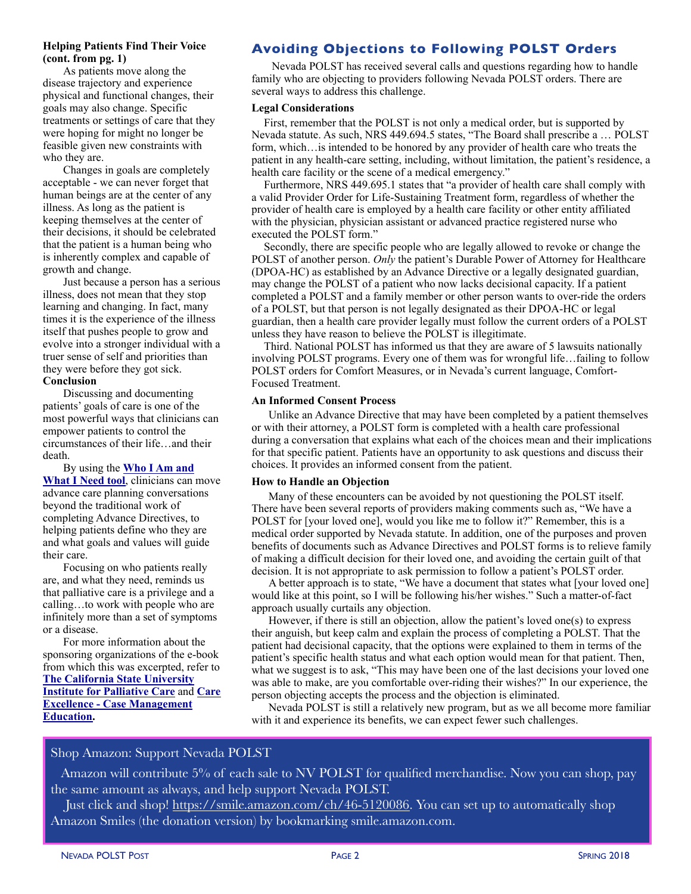**Helping Patients Find Their Voice (cont. from pg. 1)**

As patients move along the disease trajectory and experience physical and functional changes, their goals may also change. Specific treatments or settings of care that they were hoping for might no longer be feasible given new constraints with who they are.

Changes in goals are completely acceptable - we can never forget that human beings are at the center of any illness. As long as the patient is keeping themselves at the center of their decisions, it should be celebrated that the patient is a human being who is inherently complex and capable of growth and change.

Just because a person has a serious illness, does not mean that they stop learning and changing. In fact, many times it is the experience of the illness itself that pushes people to grow and evolve into a stronger individual with a truer sense of self and priorities than they were before they got sick.

**Conclusion**

Discussing and documenting patients' goals of care is one of the most powerful ways that clinicians can empower patients to control the circumstances of their life…and their death.

By using the **Who I Am and What I Need tool**, clinicians can move advance care planning conversations beyond the traditional work of completing Advance Directives, to helping patients define who they are and what goals and values will guide their care.

Focusing on who patients really are, and what they need, reminds us that palliative care is a privilege and a calling…to work with people who are infinitely more than a set of symptoms or a disease.

For more information about the sponsoring organizations of the e-book from which this was excerpted, refer to **The California State University Institute for Palliative Care** and **Care Excellence - Case Management Education.**

## Avoiding Objections to Following POLST Orders

Nevada POLST has received several calls and questions regarding how to handle family who are objecting to providers following Nevada POLST orders. There are several ways to address this challenge.

**Legal Considerations**

First, remember that the POLST is not only a medical order, but is supported by Nevada statute. As such, NRS 449.694.5 states, "The Board shall prescribe a … POLST form, which…is intended to be honored by any provider of health care who treats the patient in any health-care setting, including, without limitation, the patient's residence, a health care facility or the scene of a medical emergency."

Furthermore, NRS 449.695.1 states that "a provider of health care shall comply with a valid Provider Order for Life-Sustaining Treatment form, regardless of whether the provider of health care is employed by a health care facility or other entity affiliated with the physician, physician assistant or advanced practice registered nurse who executed the POLST form."

Secondly, there are specific people who are legally allowed to revoke or change the POLST of another person. *Only* the patient's Durable Power of Attorney for Healthcare (DPOA-HC) as established by an Advance Directive or a legally designated guardian, may change the POLST of a patient who now lacks decisional capacity. If a patient completed a POLST and a family member or other person wants to over-ride the orders of a POLST, but that person is not legally designated as their DPOA-HC or legal guardian, then a health care provider legally must follow the current orders of a POLST unless they have reason to believe the POLST is illegitimate.

Third. National POLST has informed us that they are aware of 5 lawsuits nationally involving POLST programs. Every one of them was for wrongful life…failing to follow POLST orders for Comfort Measures, or in Nevada's current language, Comfort-Focused Treatment.

**An Informed Consent Process**

Unlike an Advance Directive that may have been completed by a patient themselves or with their attorney, a POLST form is completed with a health care professional during a conversation that explains what each of the choices mean and their implications for that specific patient. Patients have an opportunity to ask questions and discuss their choices. It provides an informed consent from the patient.

**How to Handle an Objection**

Many of these encounters can be avoided by not questioning the POLST itself. There have been several reports of providers making comments such as, "We have a POLST for [your loved one], would you like me to follow it?" Remember, this is a medical order supported by Nevada statute. In addition, one of the purposes and proven benefits of documents such as Advance Directives and POLST forms is to relieve family of making a difficult decision for their loved one, and avoiding the certain guilt of that decision. It is not appropriate to ask permission to follow a patient's POLST order.

A better approach is to state, "We have a document that states what [your loved one] would like at this point, so I will be following his/her wishes." Such a matter-of-fact approach usually curtails any objection.

However, if there is still an objection, allow the patient's loved one(s) to express their anguish, but keep calm and explain the process of completing a POLST. That the patient had decisional capacity, that the options were explained to them in terms of the patient's specific health status and what each option would mean for that patient. Then, what we suggest is to ask, "This may have been one of the last decisions your loved one was able to make, are you comfortable over-riding their wishes?" In our experience, the person objecting accepts the process and the objection is eliminated.

Nevada POLST is still a relatively new program, but as we all become more familiar with it and experience its benefits, we can expect fewer such challenges.

---

Shop Amazon: Support Nevada POLST

Amazon will contribute 5% of each sale to NV POLST for qualified merchandise. Now you can shop, pay the same amount as always, and help support Nevada POLST.

Just click and shop! https://smile.amazon.com/ch/46-5120086. You can set up to automatically shop Amazon Smiles (the donation version) by bookmarking smile.amazon.com.